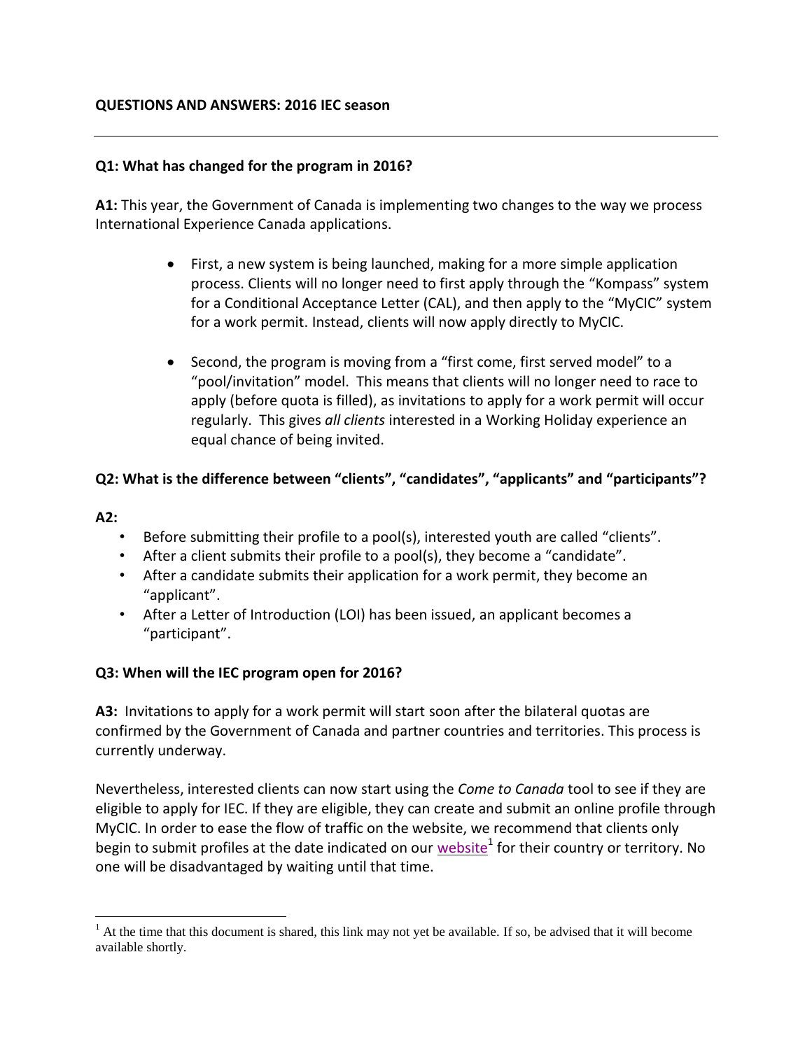**QUESTIONS AND ANSWERS: 2016 IEC season**

---

**Q1: What has changed for the program in 2016?**

**A1:** This year, the Government of Canada is implementing two changes to the way we process International Experience Canada applications.

- First, a new system is being launched, making for a more simple application process. Clients will no longer need to first apply through the "Kompass" system for a Conditional Acceptance Letter (CAL), and then apply to the "MyCIC" system for a work permit. Instead, clients will now apply directly to MyCIC.

- Second, the program is moving from a "first come, first served model" to a "pool/invitation" model. This means that clients will no longer need to race to apply (before quota is filled), as invitations to apply for a work permit will occur regularly. This gives *all clients* interested in a Working Holiday experience an equal chance of being invited.

**Q2: What is the difference between "clients", "candidates", "applicants" and "participants"?**

**A2:**

- Before submitting their profile to a pool(s), interested youth are called "clients".
- After a client submits their profile to a pool(s), they become a "candidate".
- After a candidate submits their application for a work permit, they become an "applicant".
- After a Letter of Introduction (LOI) has been issued, an applicant becomes a "participant".

**Q3: When will the IEC program open for 2016?**

**A3:** Invitations to apply for a work permit will start soon after the bilateral quotas are confirmed by the Government of Canada and partner countries and territories. This process is currently underway.

Nevertheless, interested clients can now start using the *Come to Canada* tool to see if they are eligible to apply for IEC. If they are eligible, they can create and submit an online profile through MyCIC. In order to ease the flow of traffic on the website, we recommend that clients only begin to submit profiles at the date indicated on our website[1] for their country or territory. No one will be disadvantaged by waiting until that time.

[1] At the time that this document is shared, this link may not yet be available. If so, be advised that it will become available shortly.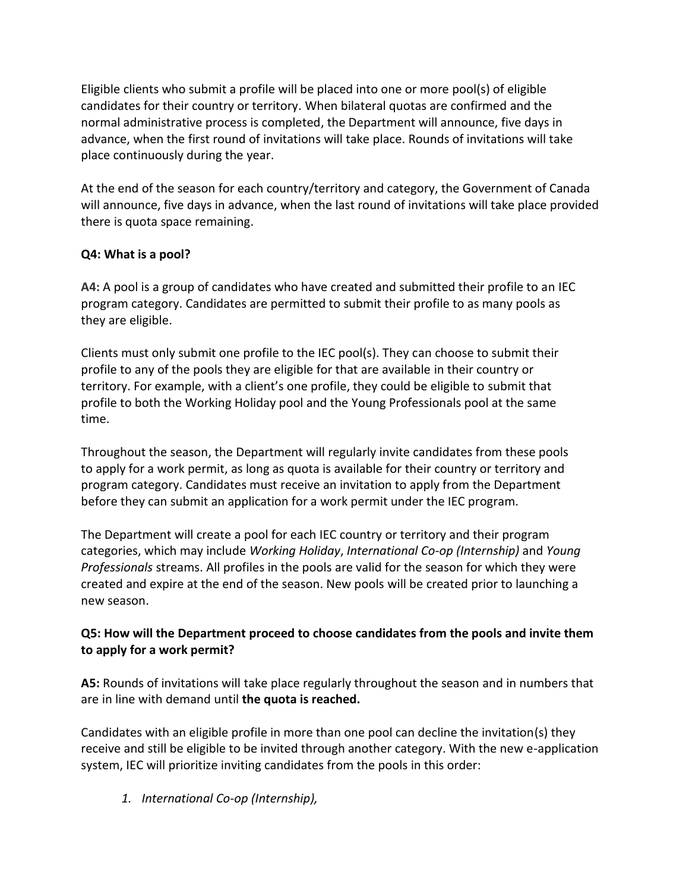Eligible clients who submit a profile will be placed into one or more pool(s) of eligible candidates for their country or territory. When bilateral quotas are confirmed and the normal administrative process is completed, the Department will announce, five days in advance, when the first round of invitations will take place. Rounds of invitations will take place continuously during the year.

At the end of the season for each country/territory and category, the Government of Canada will announce, five days in advance, when the last round of invitations will take place provided there is quota space remaining.

**Q4: What is a pool?**

**A4:** A pool is a group of candidates who have created and submitted their profile to an IEC program category. Candidates are permitted to submit their profile to as many pools as they are eligible.

Clients must only submit one profile to the IEC pool(s). They can choose to submit their profile to any of the pools they are eligible for that are available in their country or territory. For example, with a client's one profile, they could be eligible to submit that profile to both the Working Holiday pool and the Young Professionals pool at the same time.

Throughout the season, the Department will regularly invite candidates from these pools to apply for a work permit, as long as quota is available for their country or territory and program category. Candidates must receive an invitation to apply from the Department before they can submit an application for a work permit under the IEC program.

The Department will create a pool for each IEC country or territory and their program categories, which may include *Working Holiday*, *International Co-op (Internship)* and *Young Professionals* streams. All profiles in the pools are valid for the season for which they were created and expire at the end of the season. New pools will be created prior to launching a new season.

**Q5: How will the Department proceed to choose candidates from the pools and invite them to apply for a work permit?**

**A5:** Rounds of invitations will take place regularly throughout the season and in numbers that are in line with demand until **the quota is reached.**

Candidates with an eligible profile in more than one pool can decline the invitation(s) they receive and still be eligible to be invited through another category. With the new e-application system, IEC will prioritize inviting candidates from the pools in this order:

1. *International Co-op (Internship),*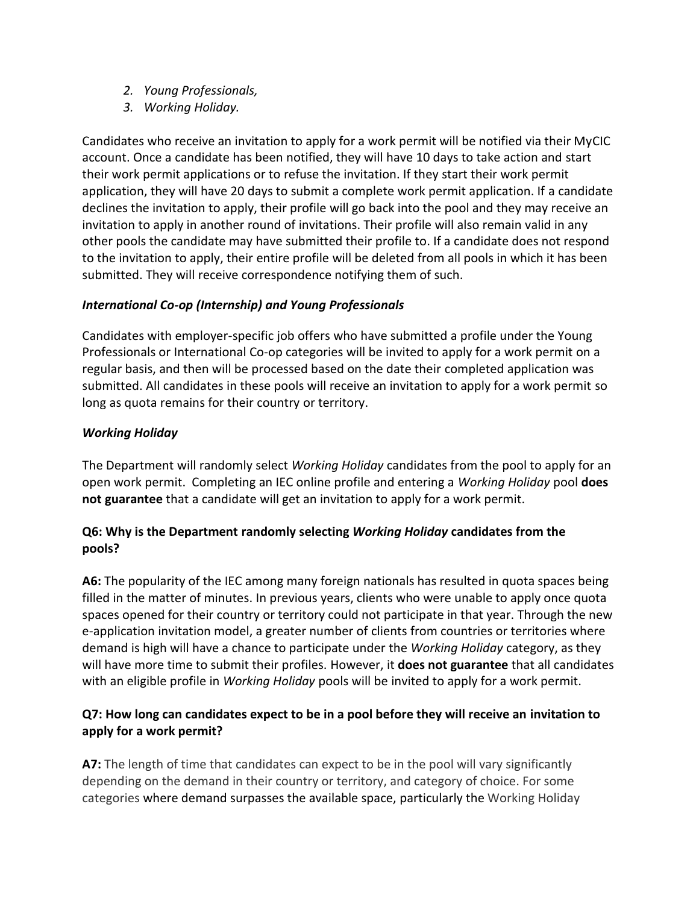2. *Young Professionals,*
3. *Working Holiday.*

Candidates who receive an invitation to apply for a work permit will be notified via their MyCIC account. Once a candidate has been notified, they will have 10 days to take action and start their work permit applications or to refuse the invitation. If they start their work permit application, they will have 20 days to submit a complete work permit application. If a candidate declines the invitation to apply, their profile will go back into the pool and they may receive an invitation to apply in another round of invitations. Their profile will also remain valid in any other pools the candidate may have submitted their profile to. If a candidate does not respond to the invitation to apply, their entire profile will be deleted from all pools in which it has been submitted. They will receive correspondence notifying them of such.

***International Co-op (Internship) and Young Professionals***

Candidates with employer-specific job offers who have submitted a profile under the Young Professionals or International Co-op categories will be invited to apply for a work permit on a regular basis, and then will be processed based on the date their completed application was submitted. All candidates in these pools will receive an invitation to apply for a work permit so long as quota remains for their country or territory.

***Working Holiday***

The Department will randomly select *Working Holiday* candidates from the pool to apply for an open work permit. Completing an IEC online profile and entering a *Working Holiday* pool **does not guarantee** that a candidate will get an invitation to apply for a work permit.

**Q6: Why is the Department randomly selecting *Working Holiday* candidates from the pools?**

**A6:** The popularity of the IEC among many foreign nationals has resulted in quota spaces being filled in the matter of minutes. In previous years, clients who were unable to apply once quota spaces opened for their country or territory could not participate in that year. Through the new e-application invitation model, a greater number of clients from countries or territories where demand is high will have a chance to participate under the *Working Holiday* category, as they will have more time to submit their profiles. However, it **does not guarantee** that all candidates with an eligible profile in *Working Holiday* pools will be invited to apply for a work permit.

**Q7: How long can candidates expect to be in a pool before they will receive an invitation to apply for a work permit?**

**A7:** The length of time that candidates can expect to be in the pool will vary significantly depending on the demand in their country or territory, and category of choice. For some categories where demand surpasses the available space, particularly the Working Holiday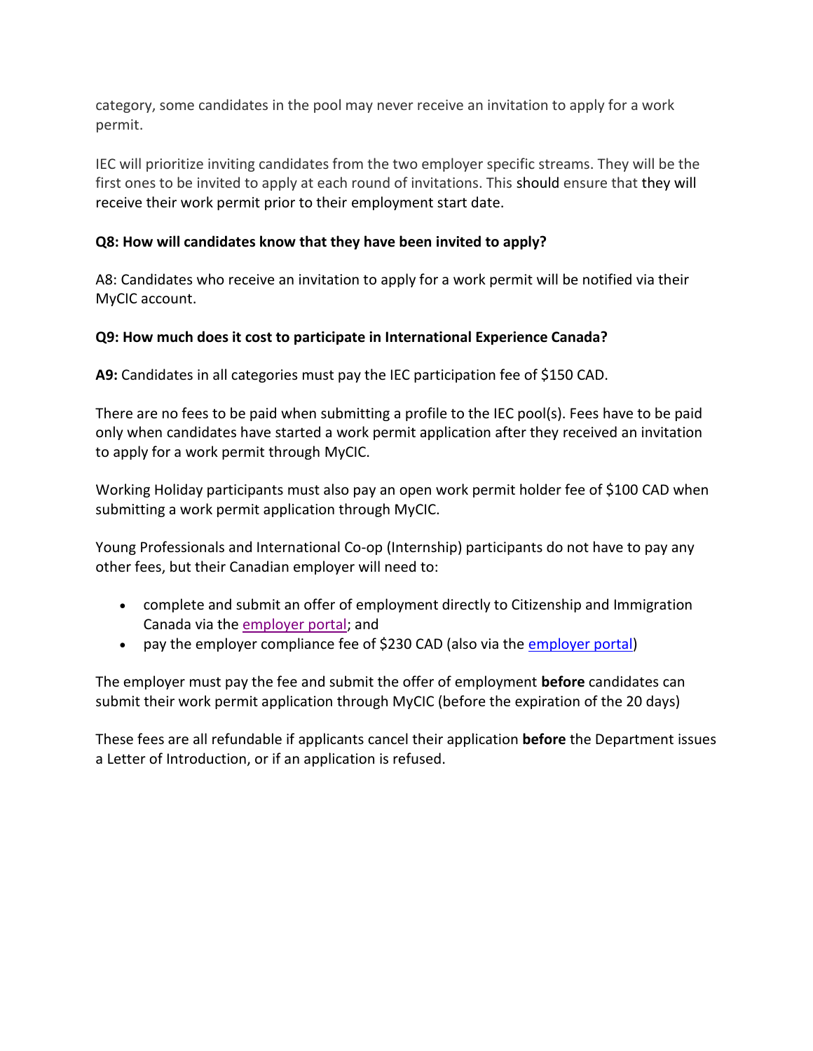category, some candidates in the pool may never receive an invitation to apply for a work permit.

IEC will prioritize inviting candidates from the two employer specific streams. They will be the first ones to be invited to apply at each round of invitations. This should ensure that they will receive their work permit prior to their employment start date.

**Q8: How will candidates know that they have been invited to apply?**

A8: Candidates who receive an invitation to apply for a work permit will be notified via their MyCIC account.

**Q9: How much does it cost to participate in International Experience Canada?**

**A9:** Candidates in all categories must pay the IEC participation fee of $150 CAD.

There are no fees to be paid when submitting a profile to the IEC pool(s). Fees have to be paid only when candidates have started a work permit application after they received an invitation to apply for a work permit through MyCIC.

Working Holiday participants must also pay an open work permit holder fee of $100 CAD when submitting a work permit application through MyCIC.

Young Professionals and International Co-op (Internship) participants do not have to pay any other fees, but their Canadian employer will need to:

- complete and submit an offer of employment directly to Citizenship and Immigration Canada via the employer portal; and
- pay the employer compliance fee of $230 CAD (also via the employer portal)

The employer must pay the fee and submit the offer of employment **before** candidates can submit their work permit application through MyCIC (before the expiration of the 20 days)

These fees are all refundable if applicants cancel their application **before** the Department issues a Letter of Introduction, or if an application is refused.